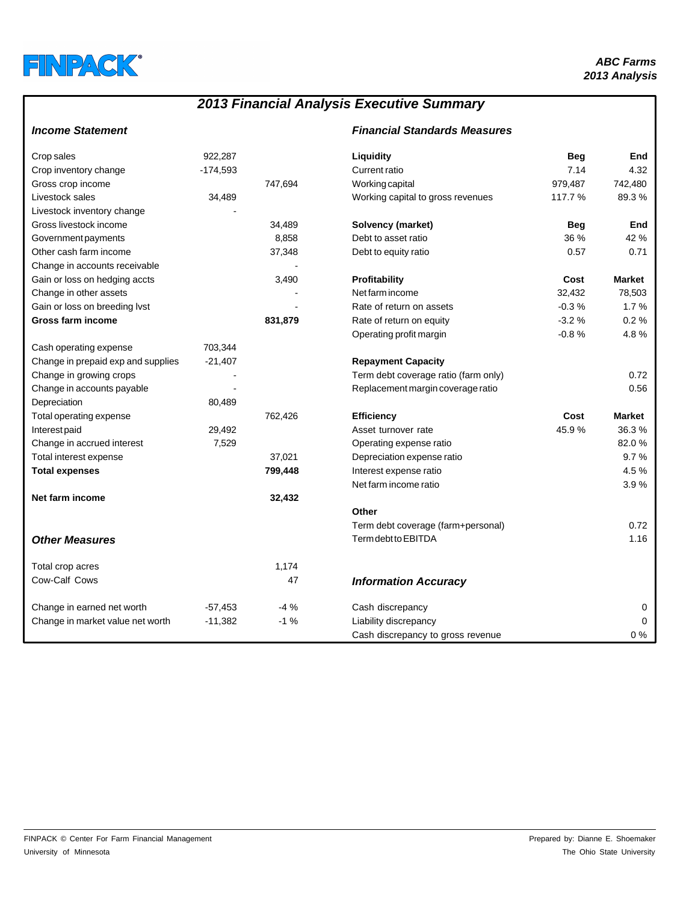**FINPACK®**

***ABC Farms***
***2013 Analysis***

# *2013 Financial Analysis Executive Summary*

### *Income Statement*

| | | |
|---|---|---|
| Crop sales | 922,287 | |
| Crop inventory change | -174,593 | |
| Gross crop income | | 747,694 |
| Livestock sales | 34,489 | |
| Livestock inventory change | - | |
| Gross livestock income | | 34,489 |
| Government payments | | 8,858 |
| Other cash farm income | | 37,348 |
| Change in accounts receivable | | - |
| Gain or loss on hedging accts | | 3,490 |
| Change in other assets | | - |
| Gain or loss on breeding lvst | | - |
| **Gross farm income** | | **831,879** |
| | | |
| Cash operating expense | 703,344 | |
| Change in prepaid exp and supplies | -21,407 | |
| Change in growing crops | - | |
| Change in accounts payable | - | |
| Depreciation | 80,489 | |
| Total operating expense | | 762,426 |
| Interest paid | 29,492 | |
| Change in accrued interest | 7,529 | |
| Total interest expense | | 37,021 |
| **Total expenses** | | **799,448** |
| | | |
| **Net farm income** | | **32,432** |

### *Other Measures*

| | | |
|---|---|---|
| Total crop acres | | 1,174 |
| Cow-Calf Cows | | 47 |
| | | |
| Change in earned net worth | -57,453 | -4 % |
| Change in market value net worth | -11,382 | -1 % |

### *Financial Standards Measures*

| **Liquidity** | **Beg** | **End** |
|---|---|---|
| Current ratio | 7.14 | 4.32 |
| Working capital | 979,487 | 742,480 |
| Working capital to gross revenues | 117.7 % | 89.3 % |
| | | |
| **Solvency (market)** | **Beg** | **End** |
| Debt to asset ratio | 36 % | 42 % |
| Debt to equity ratio | 0.57 | 0.71 |
| | | |
| **Profitability** | **Cost** | **Market** |
| Net farm income | 32,432 | 78,503 |
| Rate of return on assets | -0.3 % | 1.7 % |
| Rate of return on equity | -3.2 % | 0.2 % |
| Operating profit margin | -0.8 % | 4.8 % |
| | | |
| **Repayment Capacity** | | |
| Term debt coverage ratio (farm only) | | 0.72 |
| Replacement margin coverage ratio | | 0.56 |
| | | |
| **Efficiency** | **Cost** | **Market** |
| Asset turnover rate | 45.9 % | 36.3 % |
| Operating expense ratio | | 82.0 % |
| Depreciation expense ratio | | 9.7 % |
| Interest expense ratio | | 4.5 % |
| Net farm income ratio | | 3.9 % |
| | | |
| **Other** | | |
| Term debt coverage (farm+personal) | | 0.72 |
| Term debt to EBITDA | | 1.16 |

### *Information Accuracy*

| | |
|---|---|
| Cash discrepancy | 0 |
| Liability discrepancy | 0 |
| Cash discrepancy to gross revenue | 0 % |

FINPACK © Center For Farm Financial Management
University of Minnesota

Prepared by: Dianne E. Shoemaker
The Ohio State University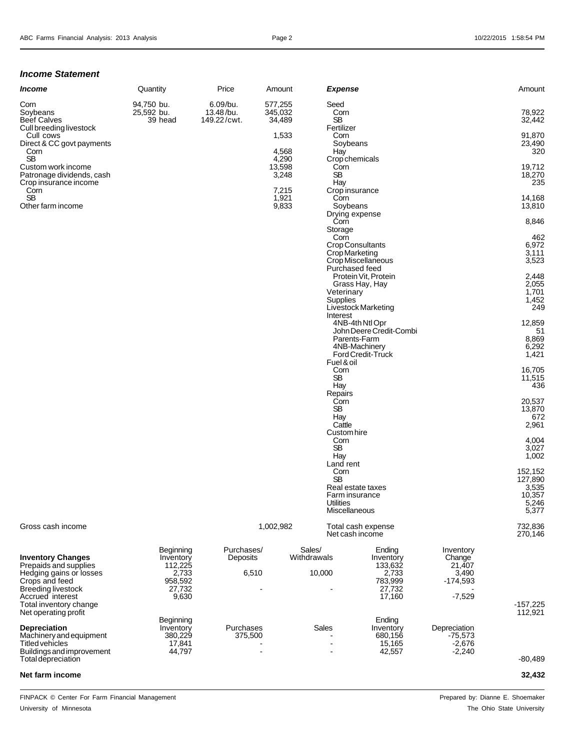## *Income Statement*

| *Income* | Quantity | Price | Amount |
|---|---|---|---|
| Corn | 94,750 bu. | 6.09/bu. | 577,255 |
| Soybeans | 25,592 bu. | 13.48/bu. | 345,032 |
| Beef Calves | 39 head | 149.22/cwt. | 34,489 |
| Cull breeding livestock | | | |
| Cull cows | | | 1,533 |
| Direct & CC govt payments | | | |
| Corn | | | 4,568 |
| SB | | | 4,290 |
| Custom work income | | | 13,598 |
| Patronage dividends, cash | | | 3,248 |
| Crop insurance income | | | |
| Corn | | | 7,215 |
| SB | | | 1,921 |
| Other farm income | | | 9,833 |
| Gross cash income | | | 1,002,982 |

| *Expense* | Amount |
|---|---|
| Seed | |
| Corn | 78,922 |
| SB | 32,442 |
| Fertilizer | |
| Corn | 91,870 |
| Soybeans | 23,490 |
| Hay | 320 |
| Crop chemicals | |
| Corn | 19,712 |
| SB | 18,270 |
| Hay | 235 |
| Crop insurance | |
| Corn | 14,168 |
| Soybeans | 13,810 |
| Drying expense | |
| Corn | 8,846 |
| Storage | |
| Corn | 462 |
| Crop Consultants | 6,972 |
| Crop Marketing | 3,111 |
| Crop Miscellaneous | 3,523 |
| Purchased feed | |
| Protein Vit, Protein | 2,448 |
| Grass Hay, Hay | 2,055 |
| Veterinary | 1,701 |
| Supplies | 1,452 |
| Livestock Marketing | 249 |
| Interest | |
| 4NB-4th Ntl Opr | 12,859 |
| John Deere Credit-Combi | 51 |
| Parents-Farm | 8,869 |
| 4NB-Machinery | 6,292 |
| Ford Credit-Truck | 1,421 |
| Fuel & oil | |
| Corn | 16,705 |
| SB | 11,515 |
| Hay | 436 |
| Repairs | |
| Corn | 20,537 |
| SB | 13,870 |
| Hay | 672 |
| Cattle | 2,961 |
| Custom hire | |
| Corn | 4,004 |
| SB | 3,027 |
| Hay | 1,002 |
| Land rent | |
| Corn | 152,152 |
| SB | 127,890 |
| Real estate taxes | 3,535 |
| Farm insurance | 10,357 |
| Utilities | 5,246 |
| Miscellaneous | 5,377 |
| Total cash expense | 732,836 |
| Net cash income | 270,146 |

| **Inventory Changes** | Beginning Inventory | Purchases/ Deposits | Sales/ Withdrawals | Ending Inventory | Inventory Change | |
|---|---|---|---|---|---|---|
| Prepaids and supplies | 112,225 | | | 133,632 | 21,407 | |
| Hedging gains or losses | 2,733 | 6,510 | 10,000 | 2,733 | 3,490 | |
| Crops and feed | 958,592 | | | 783,999 | -174,593 | |
| Breeding livestock | 27,732 | - | - | 27,732 | - | |
| Accrued interest | 9,630 | | | 17,160 | -7,529 | |
| Total inventory change | | | | | | -157,225 |
| Net operating profit | | | | | | 112,921 |

| **Depreciation** | Beginning Inventory | Purchases | Sales | Ending Inventory | Depreciation | |
|---|---|---|---|---|---|---|
| Machinery and equipment | 380,229 | 375,500 | - | 680,156 | -75,573 | |
| Titled vehicles | 17,841 | - | - | 15,165 | -2,676 | |
| Buildings and improvement | 44,797 | - | - | 42,557 | -2,240 | |
| Total depreciation | | | | | | -80,489 |

| **Net farm income** | **32,432** |
|---|---|

FINPACK © Center For Farm Financial Management
University of Minnesota

Prepared by: Dianne E. Shoemaker
The Ohio State University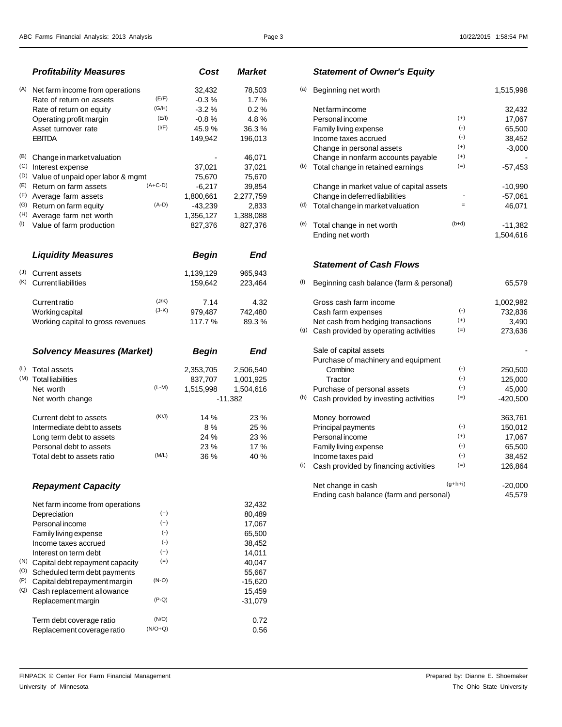### *Profitability Measures*

| | | | Cost | Market |
|---|---|---|---|---|
| (A) | Net farm income from operations | | 32,432 | 78,503 |
| | Rate of return on assets | (E/F) | -0.3 % | 1.7 % |
| | Rate of return on equity | (G/H) | -3.2 % | 0.2 % |
| | Operating profit margin | (E/I) | -0.8 % | 4.8 % |
| | Asset turnover rate | (I/F) | 45.9 % | 36.3 % |
| | EBITDA | | 149,942 | 196,013 |
| (B) | Change in market valuation | | - | 46,071 |
| (C) | Interest expense | | 37,021 | 37,021 |
| (D) | Value of unpaid oper labor & mgmt | | 75,670 | 75,670 |
| (E) | Return on farm assets | (A+C-D) | -6,217 | 39,854 |
| (F) | Average farm assets | | 1,800,661 | 2,277,759 |
| (G) | Return on farm equity | (A-D) | -43,239 | 2,833 |
| (H) | Average farm net worth | | 1,356,127 | 1,388,088 |
| (I) | Value of farm production | | 827,376 | 827,376 |

### *Liquidity Measures*

| | | | Begin | End |
|---|---|---|---|---|
| (J) | Current assets | | 1,139,129 | 965,943 |
| (K) | Current liabilities | | 159,642 | 223,464 |
| | Current ratio | (J/K) | 7.14 | 4.32 |
| | Working capital | (J-K) | 979,487 | 742,480 |
| | Working capital to gross revenues | | 117.7 % | 89.3 % |

### *Solvency Measures (Market)*

| | | | Begin | End |
|---|---|---|---|---|
| (L) | Total assets | | 2,353,705 | 2,506,540 |
| (M) | Total liabilities | | 837,707 | 1,001,925 |
| | Net worth | (L-M) | 1,515,998 | 1,504,616 |
| | Net worth change | | -11,382 | |
| | Current debt to assets | (K/J) | 14 % | 23 % |
| | Intermediate debt to assets | | 8 % | 25 % |
| | Long term debt to assets | | 24 % | 23 % |
| | Personal debt to assets | | 23 % | 17 % |
| | Total debt to assets ratio | (M/L) | 36 % | 40 % |

### *Repayment Capacity*

| | | | |
|---|---|---|---|
| | Net farm income from operations | | 32,432 |
| | Depreciation | (+) | 80,489 |
| | Personal income | (+) | 17,067 |
| | Family living expense | (-) | 65,500 |
| | Income taxes accrued | (-) | 38,452 |
| | Interest on term debt | (+) | 14,011 |
| (N) | Capital debt repayment capacity | (=) | 40,047 |
| (O) | Scheduled term debt payments | | 55,667 |
| (P) | Capital debt repayment margin | (N-O) | -15,620 |
| (Q) | Cash replacement allowance | | 15,459 |
| | Replacement margin | (P-Q) | -31,079 |
| | Term debt coverage ratio | (N/O) | 0.72 |
| | Replacement coverage ratio | (N/O+Q) | 0.56 |

### *Statement of Owner's Equity*

| | | | |
|---|---|---|---|
| (a) | Beginning net worth | | 1,515,998 |
| | Net farm income | | 32,432 |
| | Personal income | (+) | 17,067 |
| | Family living expense | (-) | 65,500 |
| | Income taxes accrued | (-) | 38,452 |
| | Change in personal assets | (+) | -3,000 |
| | Change in nonfarm accounts payable | (+) | - |
| (b) | Total change in retained earnings | (=) | -57,453 |
| | Change in market value of capital assets | | -10,990 |
| | Change in deferred liabilities | - | -57,061 |
| (d) | Total change in market valuation | = | 46,071 |
| (e) | Total change in net worth | (b+d) | -11,382 |
| | Ending net worth | | 1,504,616 |

### *Statement of Cash Flows*

| | | | |
|---|---|---|---|
| (f) | Beginning cash balance (farm & personal) | | 65,579 |
| | Gross cash farm income | | 1,002,982 |
| | Cash farm expenses | (-) | 732,836 |
| | Net cash from hedging transactions | (+) | 3,490 |
| (g) | Cash provided by operating activities | (=) | 273,636 |
| | Sale of capital assets | | - |
| | Purchase of machinery and equipment | | |
| | Combine | (-) | 250,500 |
| | Tractor | (-) | 125,000 |
| | Purchase of personal assets | (-) | 45,000 |
| (h) | Cash provided by investing activities | (=) | -420,500 |
| | Money borrowed | | 363,761 |
| | Principal payments | (-) | 150,012 |
| | Personal income | (+) | 17,067 |
| | Family living expense | (-) | 65,500 |
| | Income taxes paid | (-) | 38,452 |
| (i) | Cash provided by financing activities | (=) | 126,864 |
| | Net change in cash | (g+h+i) | -20,000 |
| | Ending cash balance (farm and personal) | | 45,579 |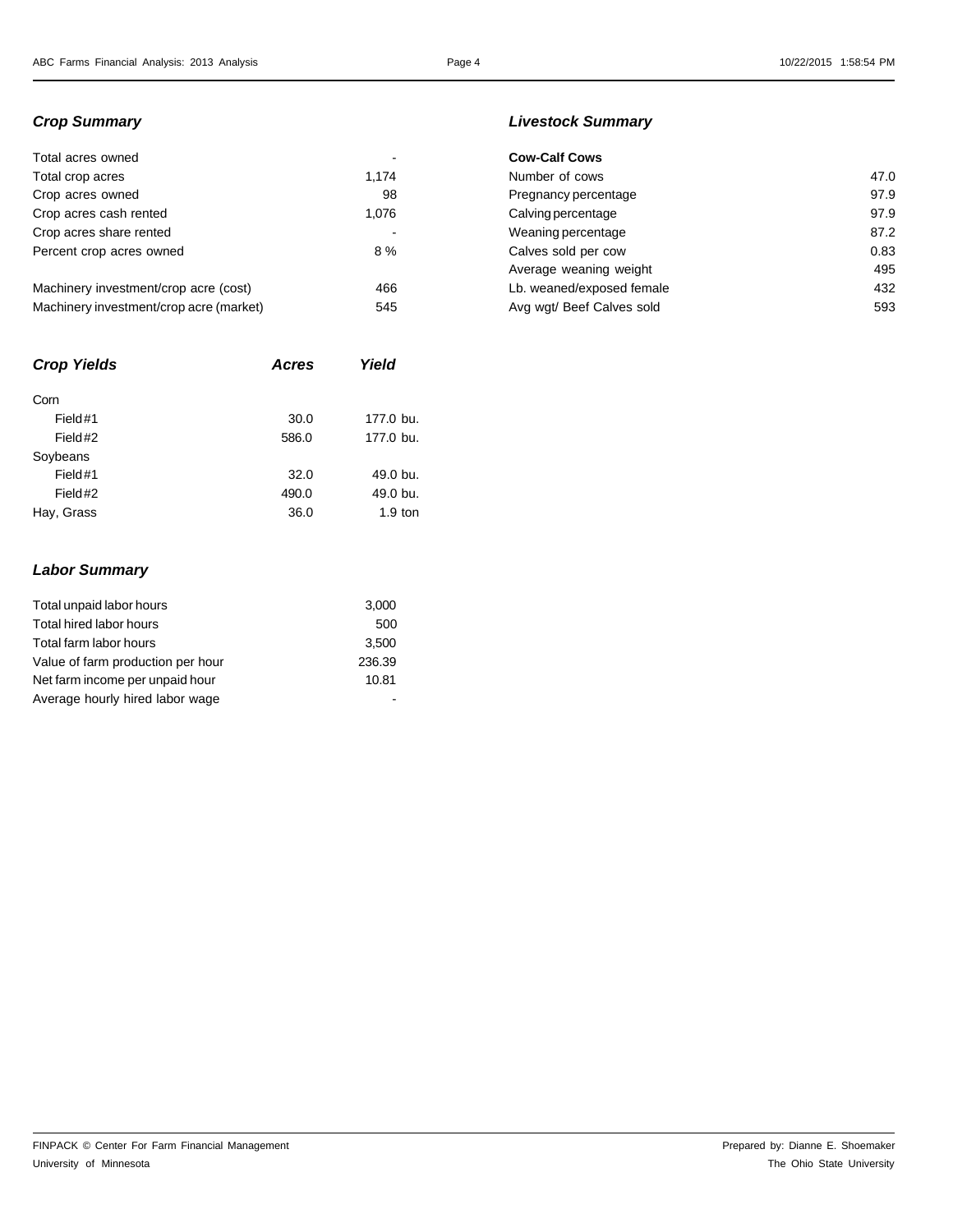### *Crop Summary*

| | |
|---|---|
| Total acres owned | - |
| Total crop acres | 1,174 |
| Crop acres owned | 98 |
| Crop acres cash rented | 1,076 |
| Crop acres share rented | - |
| Percent crop acres owned | 8 % |
| Machinery investment/crop acre (cost) | 466 |
| Machinery investment/crop acre (market) | 545 |

### *Crop Yields*

| | *Acres* | *Yield* |
|---|---|---|
| Corn | | |
| Field#1 | 30.0 | 177.0 bu. |
| Field#2 | 586.0 | 177.0 bu. |
| Soybeans | | |
| Field#1 | 32.0 | 49.0 bu. |
| Field#2 | 490.0 | 49.0 bu. |
| Hay, Grass | 36.0 | 1.9 ton |

### *Labor Summary*

| | |
|---|---|
| Total unpaid labor hours | 3,000 |
| Total hired labor hours | 500 |
| Total farm labor hours | 3,500 |
| Value of farm production per hour | 236.39 |
| Net farm income per unpaid hour | 10.81 |
| Average hourly hired labor wage | - |

### *Livestock Summary*

| **Cow-Calf Cows** | |
|---|---|
| Number of cows | 47.0 |
| Pregnancy percentage | 97.9 |
| Calving percentage | 97.9 |
| Weaning percentage | 87.2 |
| Calves sold per cow | 0.83 |
| Average weaning weight | 495 |
| Lb. weaned/exposed female | 432 |
| Avg wgt/ Beef Calves sold | 593 |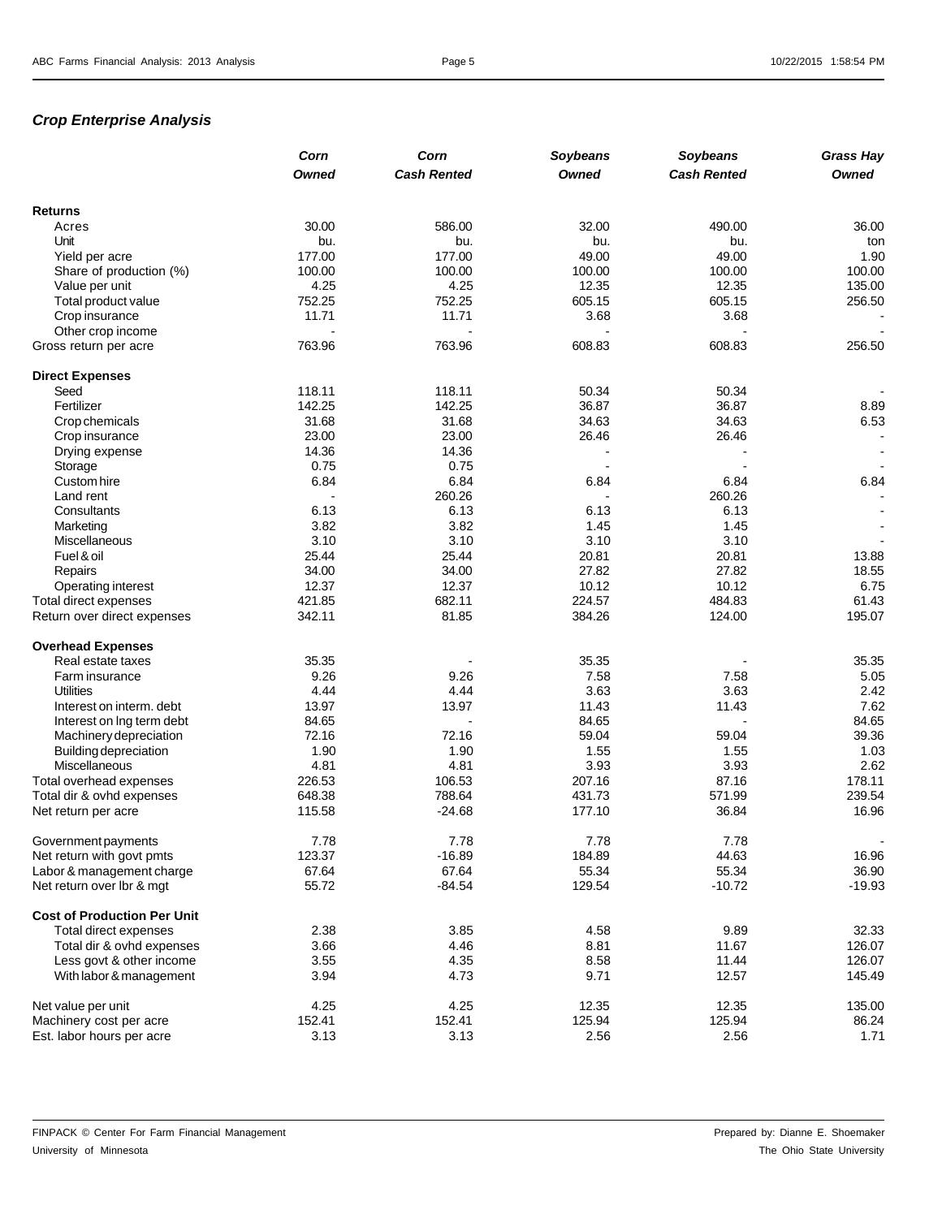## *Crop Enterprise Analysis*

| | *Corn Owned* | *Corn Cash Rented* | *Soybeans Owned* | *Soybeans Cash Rented* | *Grass Hay Owned* |
|---|---|---|---|---|---|
| **Returns** | | | | | |
| Acres | 30.00 | 586.00 | 32.00 | 490.00 | 36.00 |
| Unit | bu. | bu. | bu. | bu. | ton |
| Yield per acre | 177.00 | 177.00 | 49.00 | 49.00 | 1.90 |
| Share of production (%) | 100.00 | 100.00 | 100.00 | 100.00 | 100.00 |
| Value per unit | 4.25 | 4.25 | 12.35 | 12.35 | 135.00 |
| Total product value | 752.25 | 752.25 | 605.15 | 605.15 | 256.50 |
| Crop insurance | 11.71 | 11.71 | 3.68 | 3.68 | - |
| Other crop income | - | - | - | - | - |
| Gross return per acre | 763.96 | 763.96 | 608.83 | 608.83 | 256.50 |
| **Direct Expenses** | | | | | |
| Seed | 118.11 | 118.11 | 50.34 | 50.34 | - |
| Fertilizer | 142.25 | 142.25 | 36.87 | 36.87 | 8.89 |
| Crop chemicals | 31.68 | 31.68 | 34.63 | 34.63 | 6.53 |
| Crop insurance | 23.00 | 23.00 | 26.46 | 26.46 | - |
| Drying expense | 14.36 | 14.36 | - | - | - |
| Storage | 0.75 | 0.75 | - | - | - |
| Custom hire | 6.84 | 6.84 | 6.84 | 6.84 | 6.84 |
| Land rent | - | 260.26 | - | 260.26 | - |
| Consultants | 6.13 | 6.13 | 6.13 | 6.13 | - |
| Marketing | 3.82 | 3.82 | 1.45 | 1.45 | - |
| Miscellaneous | 3.10 | 3.10 | 3.10 | 3.10 | - |
| Fuel & oil | 25.44 | 25.44 | 20.81 | 20.81 | 13.88 |
| Repairs | 34.00 | 34.00 | 27.82 | 27.82 | 18.55 |
| Operating interest | 12.37 | 12.37 | 10.12 | 10.12 | 6.75 |
| Total direct expenses | 421.85 | 682.11 | 224.57 | 484.83 | 61.43 |
| Return over direct expenses | 342.11 | 81.85 | 384.26 | 124.00 | 195.07 |
| **Overhead Expenses** | | | | | |
| Real estate taxes | 35.35 | - | 35.35 | - | 35.35 |
| Farm insurance | 9.26 | 9.26 | 7.58 | 7.58 | 5.05 |
| Utilities | 4.44 | 4.44 | 3.63 | 3.63 | 2.42 |
| Interest on interm. debt | 13.97 | 13.97 | 11.43 | 11.43 | 7.62 |
| Interest on lng term debt | 84.65 | - | 84.65 | - | 84.65 |
| Machinery depreciation | 72.16 | 72.16 | 59.04 | 59.04 | 39.36 |
| Building depreciation | 1.90 | 1.90 | 1.55 | 1.55 | 1.03 |
| Miscellaneous | 4.81 | 4.81 | 3.93 | 3.93 | 2.62 |
| Total overhead expenses | 226.53 | 106.53 | 207.16 | 87.16 | 178.11 |
| Total dir & ovhd expenses | 648.38 | 788.64 | 431.73 | 571.99 | 239.54 |
| Net return per acre | 115.58 | -24.68 | 177.10 | 36.84 | 16.96 |
| Government payments | 7.78 | 7.78 | 7.78 | 7.78 | - |
| Net return with govt pmts | 123.37 | -16.89 | 184.89 | 44.63 | 16.96 |
| Labor & management charge | 67.64 | 67.64 | 55.34 | 55.34 | 36.90 |
| Net return over lbr & mgt | 55.72 | -84.54 | 129.54 | -10.72 | -19.93 |
| **Cost of Production Per Unit** | | | | | |
| Total direct expenses | 2.38 | 3.85 | 4.58 | 9.89 | 32.33 |
| Total dir & ovhd expenses | 3.66 | 4.46 | 8.81 | 11.67 | 126.07 |
| Less govt & other income | 3.55 | 4.35 | 8.58 | 11.44 | 126.07 |
| With labor & management | 3.94 | 4.73 | 9.71 | 12.57 | 145.49 |
| Net value per unit | 4.25 | 4.25 | 12.35 | 12.35 | 135.00 |
| Machinery cost per acre | 152.41 | 152.41 | 125.94 | 125.94 | 86.24 |
| Est. labor hours per acre | 3.13 | 3.13 | 2.56 | 2.56 | 1.71 |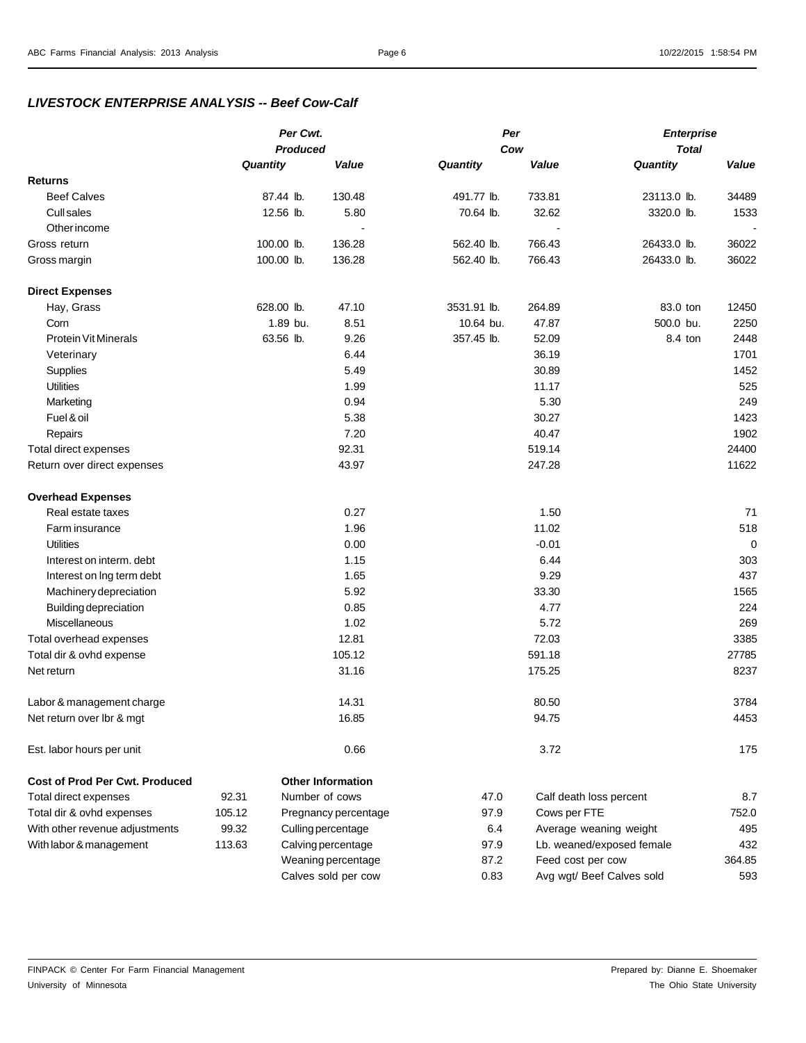## *LIVESTOCK ENTERPRISE ANALYSIS -- Beef Cow-Calf*

| | *Per Cwt. Produced* | | *Per Cow* | | *Enterprise Total* | |
|---|---|---|---|---|---|---|
| | ***Quantity*** | ***Value*** | ***Quantity*** | ***Value*** | ***Quantity*** | ***Value*** |
| **Returns** | | | | | | |
| Beef Calves | 87.44 lb. | 130.48 | 491.77 lb. | 733.81 | 23113.0 lb. | 34489 |
| Cull sales | 12.56 lb. | 5.80 | 70.64 lb. | 32.62 | 3320.0 lb. | 1533 |
| Other income | | - | | - | | - |
| Gross return | 100.00 lb. | 136.28 | 562.40 lb. | 766.43 | 26433.0 lb. | 36022 |
| Gross margin | 100.00 lb. | 136.28 | 562.40 lb. | 766.43 | 26433.0 lb. | 36022 |
| **Direct Expenses** | | | | | | |
| Hay, Grass | 628.00 lb. | 47.10 | 3531.91 lb. | 264.89 | 83.0 ton | 12450 |
| Corn | 1.89 bu. | 8.51 | 10.64 bu. | 47.87 | 500.0 bu. | 2250 |
| Protein Vit Minerals | 63.56 lb. | 9.26 | 357.45 lb. | 52.09 | 8.4 ton | 2448 |
| Veterinary | | 6.44 | | 36.19 | | 1701 |
| Supplies | | 5.49 | | 30.89 | | 1452 |
| Utilities | | 1.99 | | 11.17 | | 525 |
| Marketing | | 0.94 | | 5.30 | | 249 |
| Fuel & oil | | 5.38 | | 30.27 | | 1423 |
| Repairs | | 7.20 | | 40.47 | | 1902 |
| Total direct expenses | | 92.31 | | 519.14 | | 24400 |
| Return over direct expenses | | 43.97 | | 247.28 | | 11622 |
| **Overhead Expenses** | | | | | | |
| Real estate taxes | | 0.27 | | 1.50 | | 71 |
| Farm insurance | | 1.96 | | 11.02 | | 518 |
| Utilities | | 0.00 | | -0.01 | | 0 |
| Interest on interm. debt | | 1.15 | | 6.44 | | 303 |
| Interest on lng term debt | | 1.65 | | 9.29 | | 437 |
| Machinery depreciation | | 5.92 | | 33.30 | | 1565 |
| Building depreciation | | 0.85 | | 4.77 | | 224 |
| Miscellaneous | | 1.02 | | 5.72 | | 269 |
| Total overhead expenses | | 12.81 | | 72.03 | | 3385 |
| Total dir & ovhd expense | | 105.12 | | 591.18 | | 27785 |
| Net return | | 31.16 | | 175.25 | | 8237 |
| Labor & management charge | | 14.31 | | 80.50 | | 3784 |
| Net return over lbr & mgt | | 16.85 | | 94.75 | | 4453 |
| Est. labor hours per unit | | 0.66 | | 3.72 | | 175 |

| **Cost of Prod Per Cwt. Produced** | | **Other Information** | | | |
|---|---|---|---|---|---|
| Total direct expenses | 92.31 | Number of cows | 47.0 | Calf death loss percent | 8.7 |
| Total dir & ovhd expenses | 105.12 | Pregnancy percentage | 97.9 | Cows per FTE | 752.0 |
| With other revenue adjustments | 99.32 | Culling percentage | 6.4 | Average weaning weight | 495 |
| With labor & management | 113.63 | Calving percentage | 97.9 | Lb. weaned/exposed female | 432 |
| | | Weaning percentage | 87.2 | Feed cost per cow | 364.85 |
| | | Calves sold per cow | 0.83 | Avg wgt/ Beef Calves sold | 593 |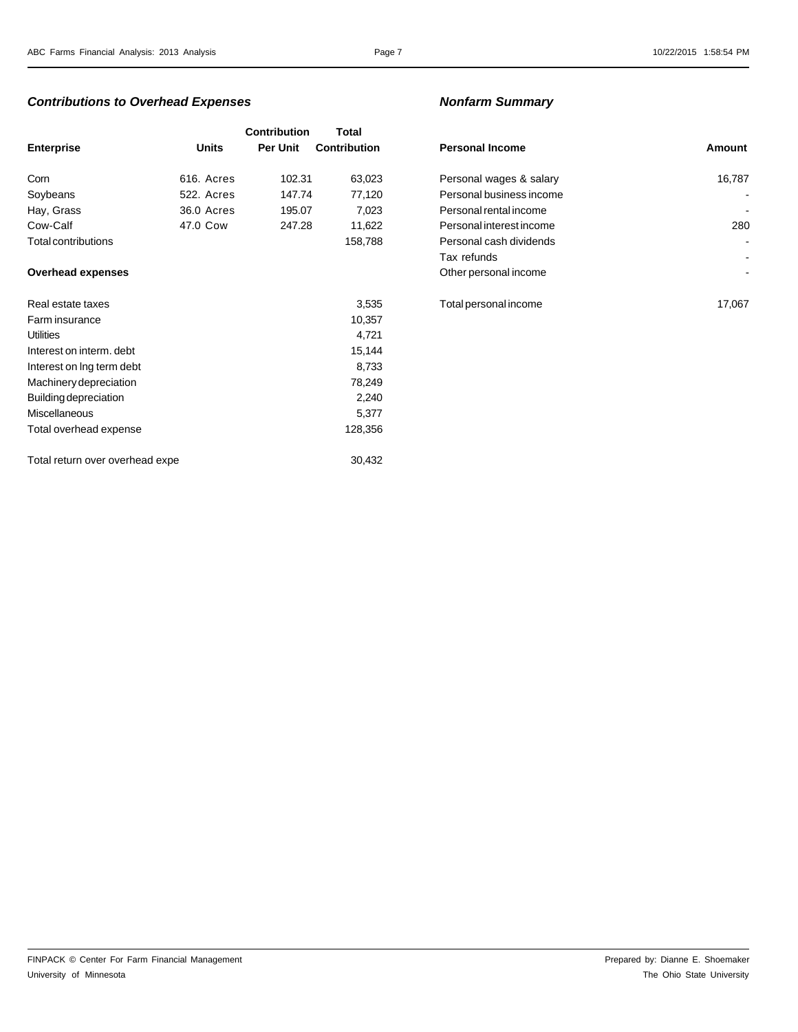## *Contributions to Overhead Expenses*

| Enterprise | Units | Contribution Per Unit | Total Contribution |
|---|---|---|---|
| Corn | 616. Acres | 102.31 | 63,023 |
| Soybeans | 522. Acres | 147.74 | 77,120 |
| Hay, Grass | 36.0 Acres | 195.07 | 7,023 |
| Cow-Calf | 47.0 Cow | 247.28 | 11,622 |
| Total contributions | | | 158,788 |
| **Overhead expenses** | | | |
| Real estate taxes | | | 3,535 |
| Farm insurance | | | 10,357 |
| Utilities | | | 4,721 |
| Interest on interm. debt | | | 15,144 |
| Interest on lng term debt | | | 8,733 |
| Machinery depreciation | | | 78,249 |
| Building depreciation | | | 2,240 |
| Miscellaneous | | | 5,377 |
| Total overhead expense | | | 128,356 |
| Total return over overhead expe | | | 30,432 |

## *Nonfarm Summary*

| Personal Income | Amount |
|---|---|
| Personal wages & salary | 16,787 |
| Personal business income | - |
| Personal rental income | - |
| Personal interest income | 280 |
| Personal cash dividends | - |
| Tax refunds | - |
| Other personal income | - |
| Total personal income | 17,067 |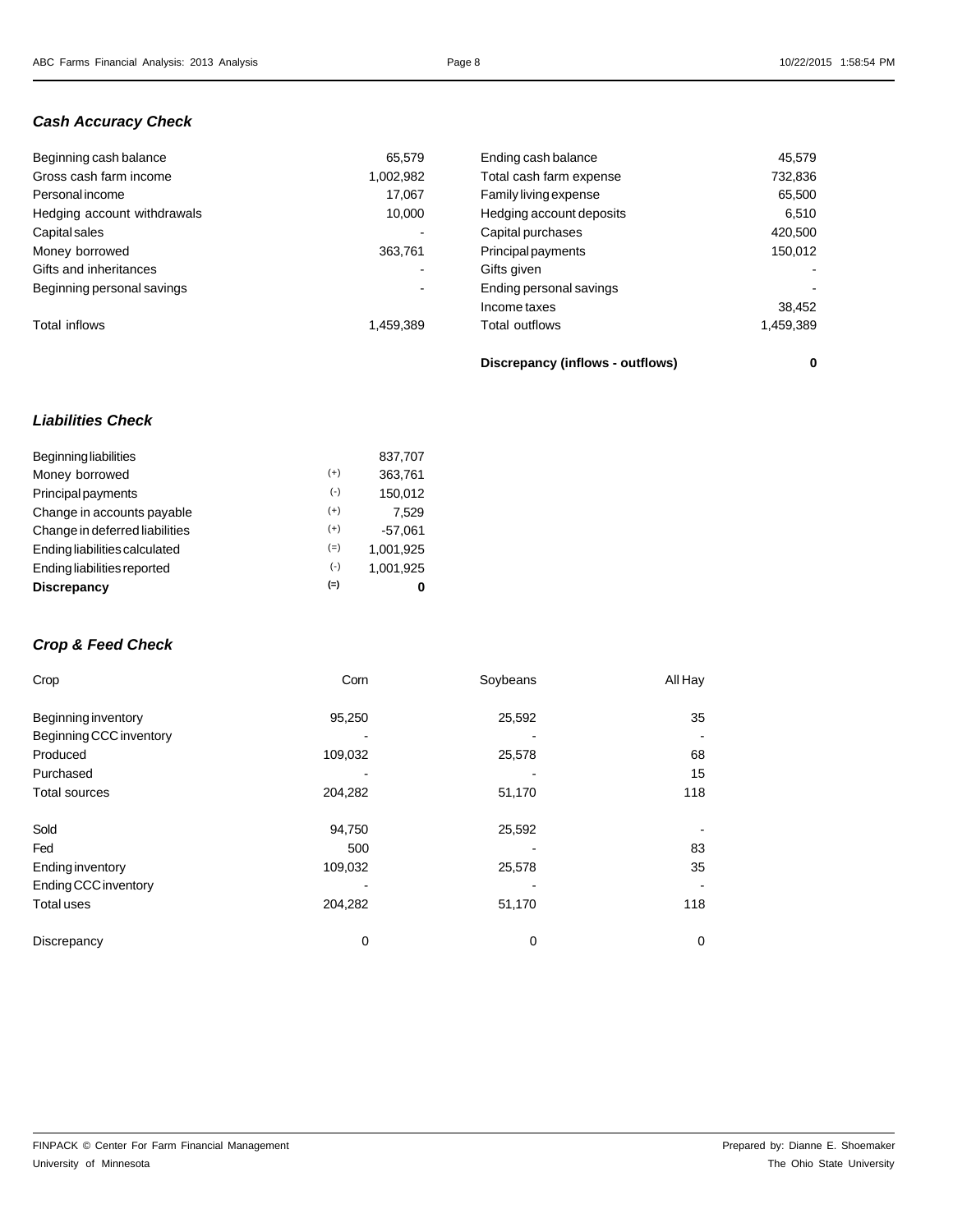### *Cash Accuracy Check*

| | | | |
|---|---|---|---|
| Beginning cash balance | 65,579 | Ending cash balance | 45,579 |
| Gross cash farm income | 1,002,982 | Total cash farm expense | 732,836 |
| Personal income | 17,067 | Family living expense | 65,500 |
| Hedging account withdrawals | 10,000 | Hedging account deposits | 6,510 |
| Capital sales | - | Capital purchases | 420,500 |
| Money borrowed | 363,761 | Principal payments | 150,012 |
| Gifts and inheritances | - | Gifts given | - |
| Beginning personal savings | - | Ending personal savings | - |
| | | Income taxes | 38,452 |
| Total inflows | 1,459,389 | Total outflows | 1,459,389 |
| | | **Discrepancy (inflows - outflows)** | **0** |

### *Liabilities Check*

| | | |
|---|---|---|
| Beginning liabilities | | 837,707 |
| Money borrowed | (+) | 363,761 |
| Principal payments | (-) | 150,012 |
| Change in accounts payable | (+) | 7,529 |
| Change in deferred liabilities | (+) | -57,061 |
| Ending liabilities calculated | (=) | 1,001,925 |
| Ending liabilities reported | (-) | 1,001,925 |
| **Discrepancy** | **(=)** | **0** |

### *Crop & Feed Check*

| Crop | Corn | Soybeans | All Hay |
|---|---|---|---|
| Beginning inventory | 95,250 | 25,592 | 35 |
| Beginning CCC inventory | - | - | - |
| Produced | 109,032 | 25,578 | 68 |
| Purchased | - | - | 15 |
| Total sources | 204,282 | 51,170 | 118 |
| Sold | 94,750 | 25,592 | - |
| Fed | 500 | - | 83 |
| Ending inventory | 109,032 | 25,578 | 35 |
| Ending CCC inventory | - | - | - |
| Total uses | 204,282 | 51,170 | 118 |
| Discrepancy | 0 | 0 | 0 |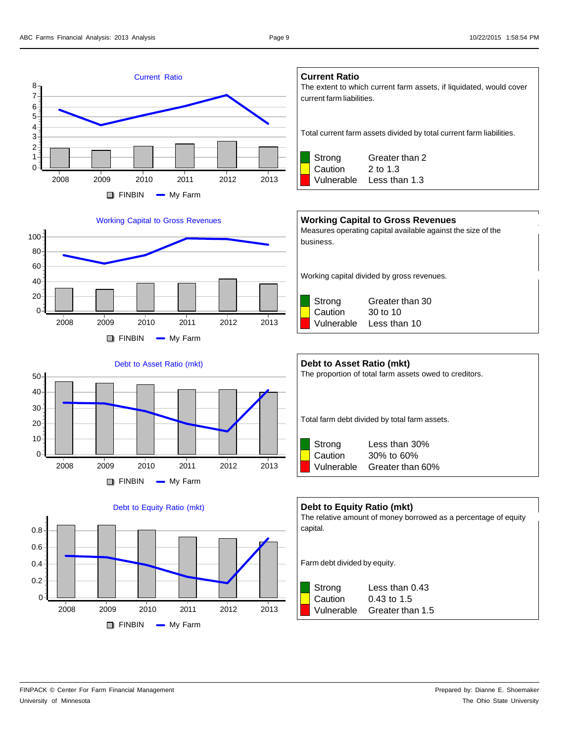Current Ratio

FINBIN | My Farm

## Current Ratio

The extent to which current farm assets, if liquidated, would cover current farm liabilities.

Total current farm assets divided by total current farm liabilities.

| | |
|---|---|
| Strong | Greater than 2 |
| Caution | 2 to 1.3 |
| Vulnerable | Less than 1.3 |

Working Capital to Gross Revenues

FINBIN | My Farm

## Working Capital to Gross Revenues

Measures operating capital available against the size of the business.

Working capital divided by gross revenues.

| | |
|---|---|
| Strong | Greater than 30 |
| Caution | 30 to 10 |
| Vulnerable | Less than 10 |

Debt to Asset Ratio (mkt)

FINBIN | My Farm

## Debt to Asset Ratio (mkt)

The proportion of total farm assets owed to creditors.

Total farm debt divided by total farm assets.

| | |
|---|---|
| Strong | Less than 30% |
| Caution | 30% to 60% |
| Vulnerable | Greater than 60% |

Debt to Equity Ratio (mkt)

FINBIN | My Farm

## Debt to Equity Ratio (mkt)

The relative amount of money borrowed as a percentage of equity capital.

Farm debt divided by equity.

| | |
|---|---|
| Strong | Less than 0.43 |
| Caution | 0.43 to 1.5 |
| Vulnerable | Greater than 1.5 |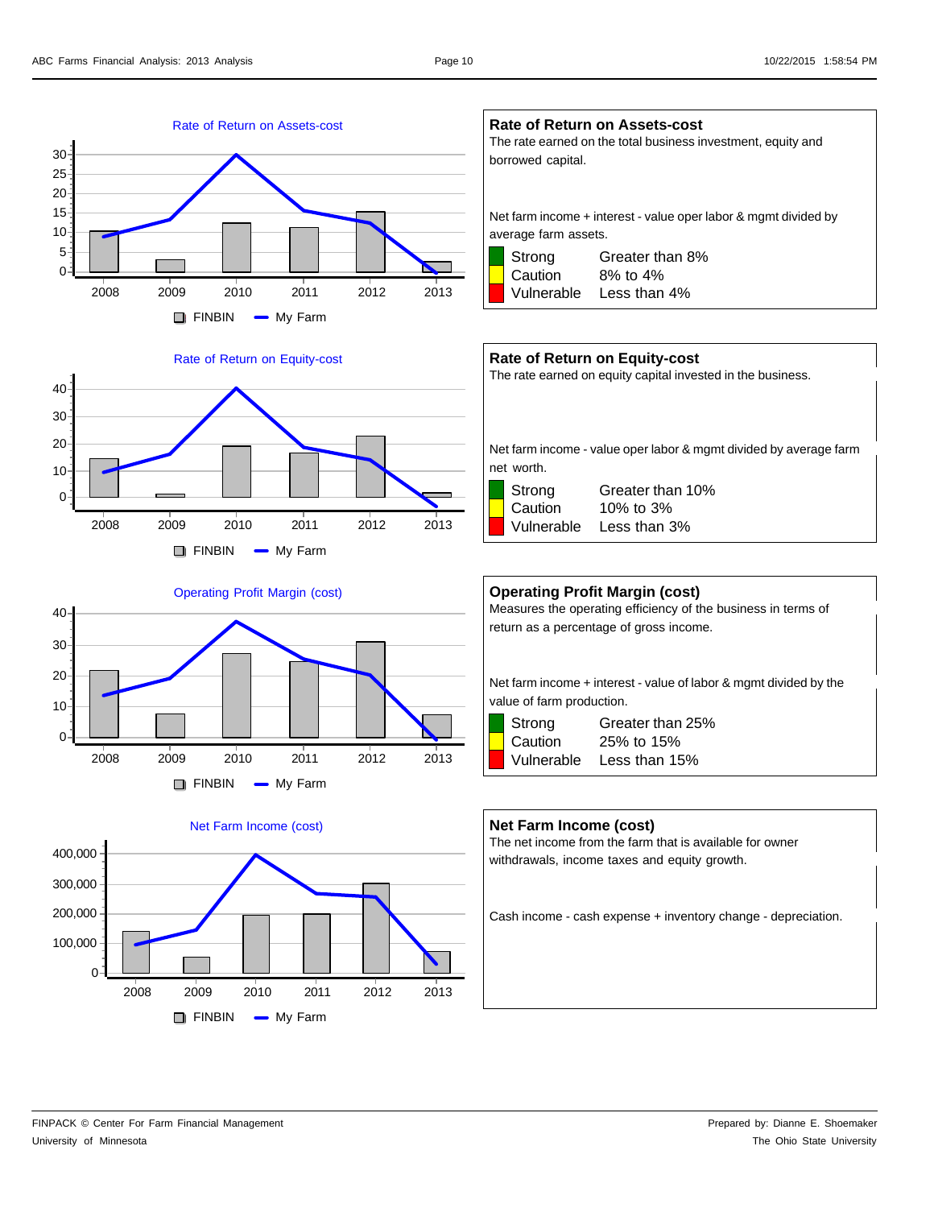### Rate of Return on Assets-cost

The rate earned on the total business investment, equity and borrowed capital.

Net farm income + interest - value oper labor & mgmt divided by average farm assets.

| | |
|---|---|
| Strong | Greater than 8% |
| Caution | 8% to 4% |
| Vulnerable | Less than 4% |

### Rate of Return on Equity-cost

The rate earned on equity capital invested in the business.

Net farm income - value oper labor & mgmt divided by average farm net worth.

| | |
|---|---|
| Strong | Greater than 10% |
| Caution | 10% to 3% |
| Vulnerable | Less than 3% |

### Operating Profit Margin (cost)

Measures the operating efficiency of the business in terms of return as a percentage of gross income.

Net farm income + interest - value of labor & mgmt divided by the value of farm production.

| | |
|---|---|
| Strong | Greater than 25% |
| Caution | 25% to 15% |
| Vulnerable | Less than 15% |

### Net Farm Income (cost)

The net income from the farm that is available for owner withdrawals, income taxes and equity growth.

Cash income - cash expense + inventory change - depreciation.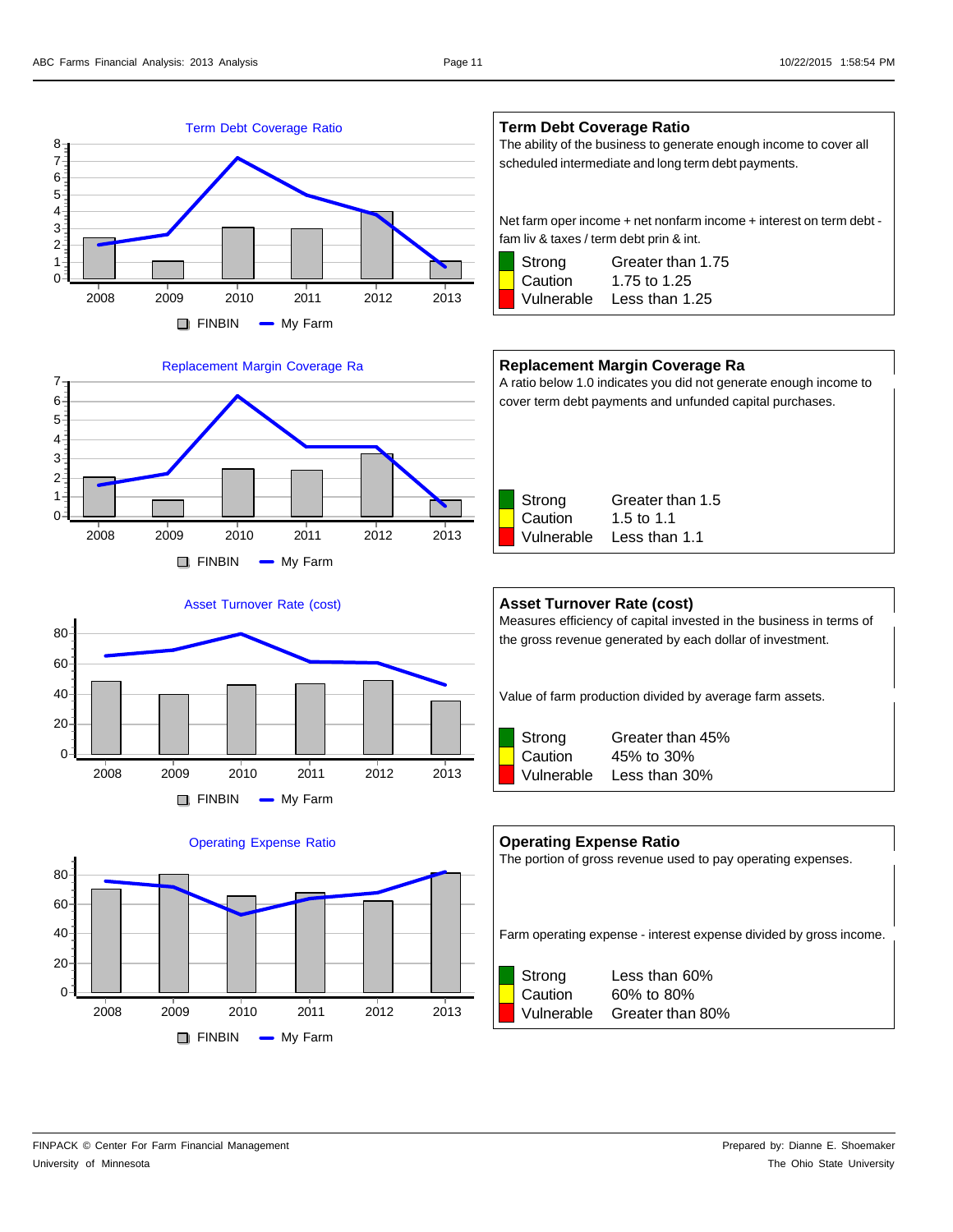Term Debt Coverage Ratio

FINBIN | My Farm

### Term Debt Coverage Ratio

The ability of the business to generate enough income to cover all scheduled intermediate and long term debt payments.

Net farm oper income + net nonfarm income + interest on term debt - fam liv & taxes / term debt prin & int.

| | |
|---|---|
| Strong | Greater than 1.75 |
| Caution | 1.75 to 1.25 |
| Vulnerable | Less than 1.25 |

Replacement Margin Coverage Ra

FINBIN | My Farm

### Replacement Margin Coverage Ra

A ratio below 1.0 indicates you did not generate enough income to cover term debt payments and unfunded capital purchases.

| | |
|---|---|
| Strong | Greater than 1.5 |
| Caution | 1.5 to 1.1 |
| Vulnerable | Less than 1.1 |

Asset Turnover Rate (cost)

FINBIN | My Farm

### Asset Turnover Rate (cost)

Measures efficiency of capital invested in the business in terms of the gross revenue generated by each dollar of investment.

Value of farm production divided by average farm assets.

| | |
|---|---|
| Strong | Greater than 45% |
| Caution | 45% to 30% |
| Vulnerable | Less than 30% |

Operating Expense Ratio

FINBIN | My Farm

### Operating Expense Ratio

The portion of gross revenue used to pay operating expenses.

Farm operating expense - interest expense divided by gross income.

| | |
|---|---|
| Strong | Less than 60% |
| Caution | 60% to 80% |
| Vulnerable | Greater than 80% |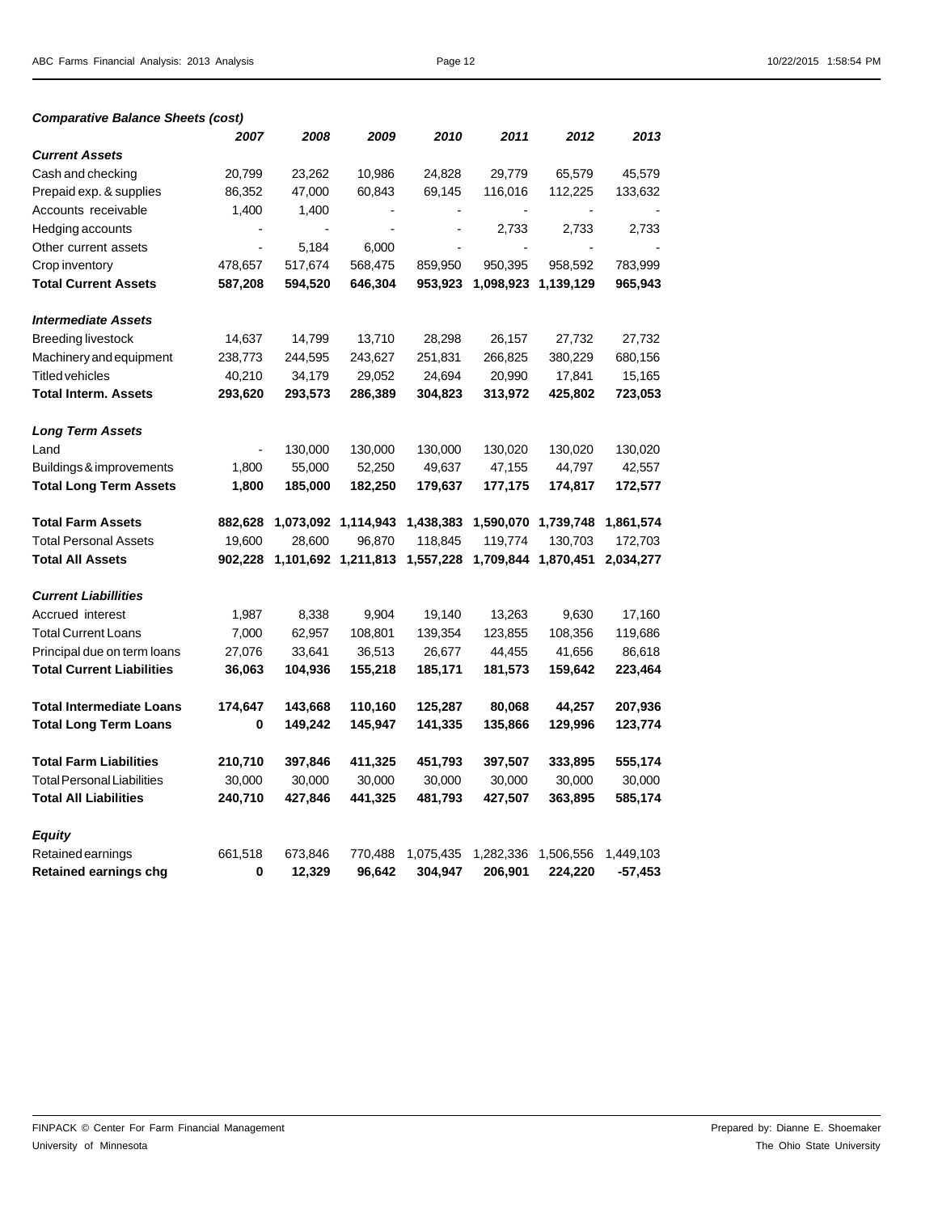***Comparative Balance Sheets (cost)***

| | 2007 | 2008 | 2009 | 2010 | 2011 | 2012 | 2013 |
|---|---|---|---|---|---|---|---|
| ***Current Assets*** | | | | | | | |
| Cash and checking | 20,799 | 23,262 | 10,986 | 24,828 | 29,779 | 65,579 | 45,579 |
| Prepaid exp. & supplies | 86,352 | 47,000 | 60,843 | 69,145 | 116,016 | 112,225 | 133,632 |
| Accounts receivable | 1,400 | 1,400 | - | - | - | - | - |
| Hedging accounts | - | - | - | - | 2,733 | 2,733 | 2,733 |
| Other current assets | - | 5,184 | 6,000 | - | - | - | - |
| Crop inventory | 478,657 | 517,674 | 568,475 | 859,950 | 950,395 | 958,592 | 783,999 |
| **Total Current Assets** | **587,208** | **594,520** | **646,304** | **953,923** | **1,098,923** | **1,139,129** | **965,943** |
| ***Intermediate Assets*** | | | | | | | |
| Breeding livestock | 14,637 | 14,799 | 13,710 | 28,298 | 26,157 | 27,732 | 27,732 |
| Machinery and equipment | 238,773 | 244,595 | 243,627 | 251,831 | 266,825 | 380,229 | 680,156 |
| Titled vehicles | 40,210 | 34,179 | 29,052 | 24,694 | 20,990 | 17,841 | 15,165 |
| **Total Interm. Assets** | **293,620** | **293,573** | **286,389** | **304,823** | **313,972** | **425,802** | **723,053** |
| ***Long Term Assets*** | | | | | | | |
| Land | - | 130,000 | 130,000 | 130,000 | 130,020 | 130,020 | 130,020 |
| Buildings & improvements | 1,800 | 55,000 | 52,250 | 49,637 | 47,155 | 44,797 | 42,557 |
| **Total Long Term Assets** | **1,800** | **185,000** | **182,250** | **179,637** | **177,175** | **174,817** | **172,577** |
| **Total Farm Assets** | **882,628** | **1,073,092** | **1,114,943** | **1,438,383** | **1,590,070** | **1,739,748** | **1,861,574** |
| Total Personal Assets | 19,600 | 28,600 | 96,870 | 118,845 | 119,774 | 130,703 | 172,703 |
| **Total All Assets** | **902,228** | **1,101,692** | **1,211,813** | **1,557,228** | **1,709,844** | **1,870,451** | **2,034,277** |
| ***Current Liabillities*** | | | | | | | |
| Accrued interest | 1,987 | 8,338 | 9,904 | 19,140 | 13,263 | 9,630 | 17,160 |
| Total Current Loans | 7,000 | 62,957 | 108,801 | 139,354 | 123,855 | 108,356 | 119,686 |
| Principal due on term loans | 27,076 | 33,641 | 36,513 | 26,677 | 44,455 | 41,656 | 86,618 |
| **Total Current Liabilities** | **36,063** | **104,936** | **155,218** | **185,171** | **181,573** | **159,642** | **223,464** |
| **Total Intermediate Loans** | **174,647** | **143,668** | **110,160** | **125,287** | **80,068** | **44,257** | **207,936** |
| **Total Long Term Loans** | **0** | **149,242** | **145,947** | **141,335** | **135,866** | **129,996** | **123,774** |
| **Total Farm Liabilities** | **210,710** | **397,846** | **411,325** | **451,793** | **397,507** | **333,895** | **555,174** |
| Total Personal Liabilities | 30,000 | 30,000 | 30,000 | 30,000 | 30,000 | 30,000 | 30,000 |
| **Total All Liabilities** | **240,710** | **427,846** | **441,325** | **481,793** | **427,507** | **363,895** | **585,174** |
| ***Equity*** | | | | | | | |
| Retained earnings | 661,518 | 673,846 | 770,488 | 1,075,435 | 1,282,336 | 1,506,556 | 1,449,103 |
| **Retained earnings chg** | **0** | **12,329** | **96,642** | **304,947** | **206,901** | **224,220** | **-57,453** |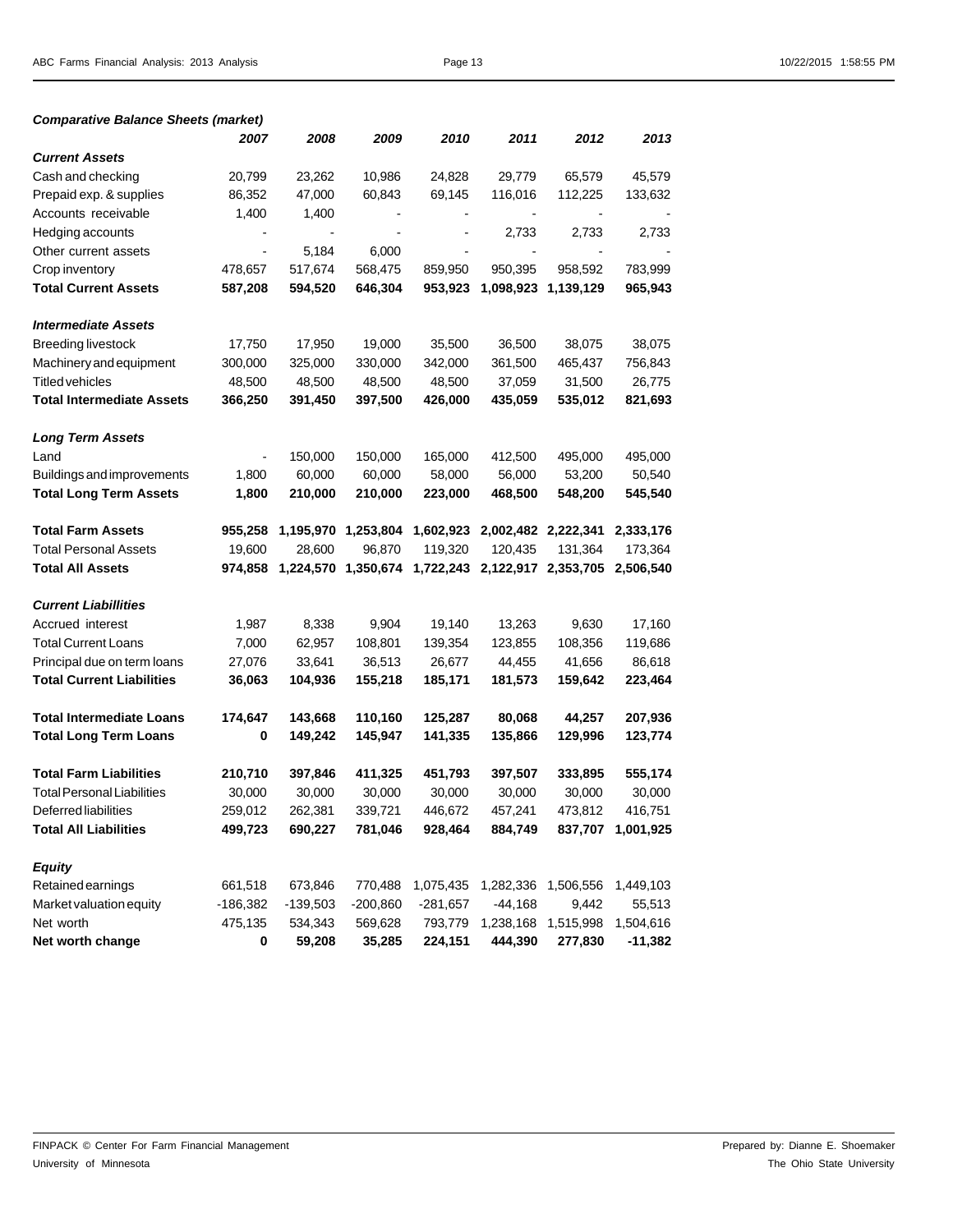***Comparative Balance Sheets (market)***

| | *2007* | *2008* | *2009* | *2010* | *2011* | *2012* | *2013* |
|---|---|---|---|---|---|---|---|
| ***Current Assets*** | | | | | | | |
| Cash and checking | 20,799 | 23,262 | 10,986 | 24,828 | 29,779 | 65,579 | 45,579 |
| Prepaid exp. & supplies | 86,352 | 47,000 | 60,843 | 69,145 | 116,016 | 112,225 | 133,632 |
| Accounts receivable | 1,400 | 1,400 | - | - | - | - | - |
| Hedging accounts | - | - | - | - | 2,733 | 2,733 | 2,733 |
| Other current assets | - | 5,184 | 6,000 | - | - | - | - |
| Crop inventory | 478,657 | 517,674 | 568,475 | 859,950 | 950,395 | 958,592 | 783,999 |
| **Total Current Assets** | **587,208** | **594,520** | **646,304** | **953,923** | **1,098,923** | **1,139,129** | **965,943** |
| ***Intermediate Assets*** | | | | | | | |
| Breeding livestock | 17,750 | 17,950 | 19,000 | 35,500 | 36,500 | 38,075 | 38,075 |
| Machinery and equipment | 300,000 | 325,000 | 330,000 | 342,000 | 361,500 | 465,437 | 756,843 |
| Titled vehicles | 48,500 | 48,500 | 48,500 | 48,500 | 37,059 | 31,500 | 26,775 |
| **Total Intermediate Assets** | **366,250** | **391,450** | **397,500** | **426,000** | **435,059** | **535,012** | **821,693** |
| ***Long Term Assets*** | | | | | | | |
| Land | - | 150,000 | 150,000 | 165,000 | 412,500 | 495,000 | 495,000 |
| Buildings and improvements | 1,800 | 60,000 | 60,000 | 58,000 | 56,000 | 53,200 | 50,540 |
| **Total Long Term Assets** | **1,800** | **210,000** | **210,000** | **223,000** | **468,500** | **548,200** | **545,540** |
| **Total Farm Assets** | **955,258** | **1,195,970** | **1,253,804** | **1,602,923** | **2,002,482** | **2,222,341** | **2,333,176** |
| Total Personal Assets | 19,600 | 28,600 | 96,870 | 119,320 | 120,435 | 131,364 | 173,364 |
| **Total All Assets** | **974,858** | **1,224,570** | **1,350,674** | **1,722,243** | **2,122,917** | **2,353,705** | **2,506,540** |
| ***Current Liabillities*** | | | | | | | |
| Accrued interest | 1,987 | 8,338 | 9,904 | 19,140 | 13,263 | 9,630 | 17,160 |
| Total Current Loans | 7,000 | 62,957 | 108,801 | 139,354 | 123,855 | 108,356 | 119,686 |
| Principal due on term loans | 27,076 | 33,641 | 36,513 | 26,677 | 44,455 | 41,656 | 86,618 |
| **Total Current Liabilities** | **36,063** | **104,936** | **155,218** | **185,171** | **181,573** | **159,642** | **223,464** |
| **Total Intermediate Loans** | **174,647** | **143,668** | **110,160** | **125,287** | **80,068** | **44,257** | **207,936** |
| **Total Long Term Loans** | **0** | **149,242** | **145,947** | **141,335** | **135,866** | **129,996** | **123,774** |
| **Total Farm Liabilities** | **210,710** | **397,846** | **411,325** | **451,793** | **397,507** | **333,895** | **555,174** |
| Total Personal Liabilities | 30,000 | 30,000 | 30,000 | 30,000 | 30,000 | 30,000 | 30,000 |
| Deferred liabilities | 259,012 | 262,381 | 339,721 | 446,672 | 457,241 | 473,812 | 416,751 |
| **Total All Liabilities** | **499,723** | **690,227** | **781,046** | **928,464** | **884,749** | **837,707** | **1,001,925** |
| ***Equity*** | | | | | | | |
| Retained earnings | 661,518 | 673,846 | 770,488 | 1,075,435 | 1,282,336 | 1,506,556 | 1,449,103 |
| Market valuation equity | -186,382 | -139,503 | -200,860 | -281,657 | -44,168 | 9,442 | 55,513 |
| Net worth | 475,135 | 534,343 | 569,628 | 793,779 | 1,238,168 | 1,515,998 | 1,504,616 |
| **Net worth change** | **0** | **59,208** | **35,285** | **224,151** | **444,390** | **277,830** | **-11,382** |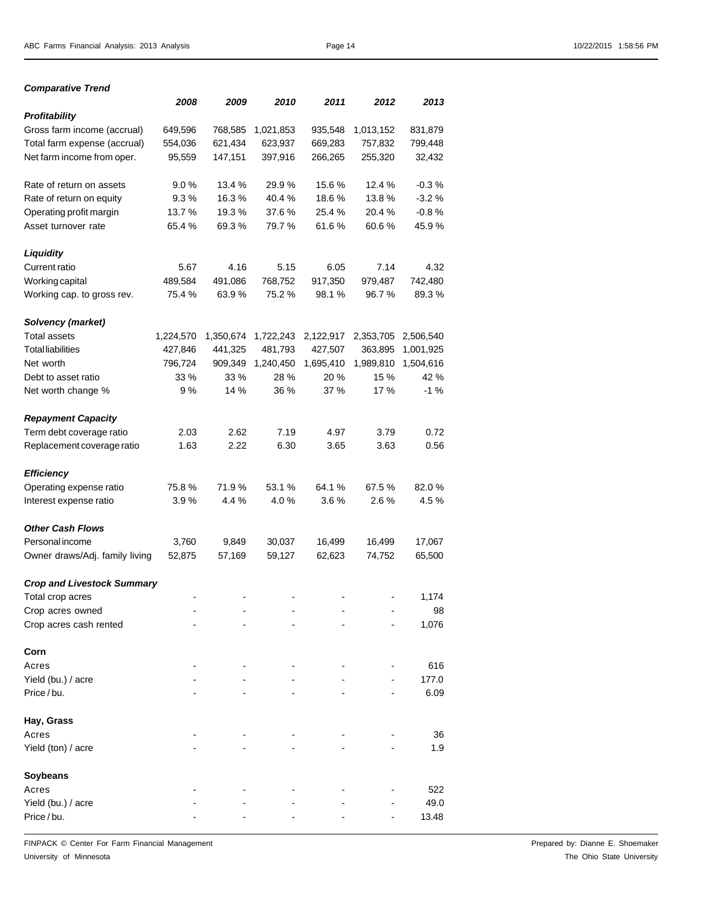### *Comparative Trend*

| | *2008* | *2009* | *2010* | *2011* | *2012* | *2013* |
|---|---|---|---|---|---|---|
| ***Profitability*** | | | | | | |
| Gross farm income (accrual) | 649,596 | 768,585 | 1,021,853 | 935,548 | 1,013,152 | 831,879 |
| Total farm expense (accrual) | 554,036 | 621,434 | 623,937 | 669,283 | 757,832 | 799,448 |
| Net farm income from oper. | 95,559 | 147,151 | 397,916 | 266,265 | 255,320 | 32,432 |
| | | | | | | |
| Rate of return on assets | 9.0 % | 13.4 % | 29.9 % | 15.6 % | 12.4 % | -0.3 % |
| Rate of return on equity | 9.3 % | 16.3 % | 40.4 % | 18.6 % | 13.8 % | -3.2 % |
| Operating profit margin | 13.7 % | 19.3 % | 37.6 % | 25.4 % | 20.4 % | -0.8 % |
| Asset turnover rate | 65.4 % | 69.3 % | 79.7 % | 61.6 % | 60.6 % | 45.9 % |
| ***Liquidity*** | | | | | | |
| Current ratio | 5.67 | 4.16 | 5.15 | 6.05 | 7.14 | 4.32 |
| Working capital | 489,584 | 491,086 | 768,752 | 917,350 | 979,487 | 742,480 |
| Working cap. to gross rev. | 75.4 % | 63.9 % | 75.2 % | 98.1 % | 96.7 % | 89.3 % |
| ***Solvency (market)*** | | | | | | |
| Total assets | 1,224,570 | 1,350,674 | 1,722,243 | 2,122,917 | 2,353,705 | 2,506,540 |
| Total liabilities | 427,846 | 441,325 | 481,793 | 427,507 | 363,895 | 1,001,925 |
| Net worth | 796,724 | 909,349 | 1,240,450 | 1,695,410 | 1,989,810 | 1,504,616 |
| Debt to asset ratio | 33 % | 33 % | 28 % | 20 % | 15 % | 42 % |
| Net worth change % | 9 % | 14 % | 36 % | 37 % | 17 % | -1 % |
| ***Repayment Capacity*** | | | | | | |
| Term debt coverage ratio | 2.03 | 2.62 | 7.19 | 4.97 | 3.79 | 0.72 |
| Replacement coverage ratio | 1.63 | 2.22 | 6.30 | 3.65 | 3.63 | 0.56 |
| ***Efficiency*** | | | | | | |
| Operating expense ratio | 75.8 % | 71.9 % | 53.1 % | 64.1 % | 67.5 % | 82.0 % |
| Interest expense ratio | 3.9 % | 4.4 % | 4.0 % | 3.6 % | 2.6 % | 4.5 % |
| ***Other Cash Flows*** | | | | | | |
| Personal income | 3,760 | 9,849 | 30,037 | 16,499 | 16,499 | 17,067 |
| Owner draws/Adj. family living | 52,875 | 57,169 | 59,127 | 62,623 | 74,752 | 65,500 |
| ***Crop and Livestock Summary*** | | | | | | |
| Total crop acres | - | - | - | - | - | 1,174 |
| Crop acres owned | - | - | - | - | - | 98 |
| Crop acres cash rented | - | - | - | - | - | 1,076 |
| **Corn** | | | | | | |
| Acres | - | - | - | - | - | 616 |
| Yield (bu.) / acre | - | - | - | - | - | 177.0 |
| Price / bu. | - | - | - | - | - | 6.09 |
| **Hay, Grass** | | | | | | |
| Acres | - | - | - | - | - | 36 |
| Yield (ton) / acre | - | - | - | - | - | 1.9 |
| **Soybeans** | | | | | | |
| Acres | - | - | - | - | - | 522 |
| Yield (bu.) / acre | - | - | - | - | - | 49.0 |
| Price / bu. | - | - | - | - | - | 13.48 |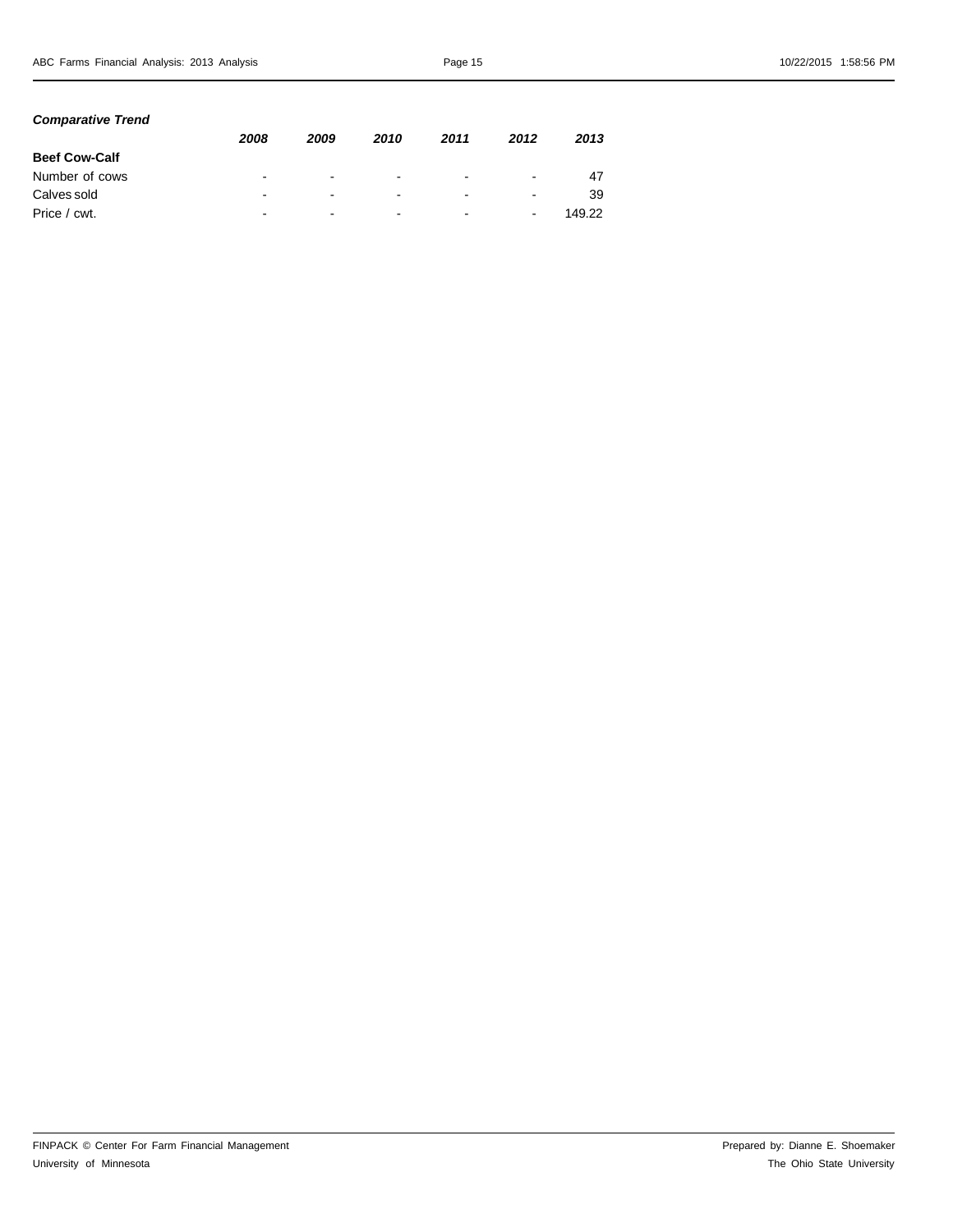***Comparative Trend***

| | *2008* | *2009* | *2010* | *2011* | *2012* | *2013* |
|---|---|---|---|---|---|---|
| **Beef Cow-Calf** | | | | | | |
| Number of cows | - | - | - | - | - | 47 |
| Calves sold | - | - | - | - | - | 39 |
| Price / cwt. | - | - | - | - | - | 149.22 |